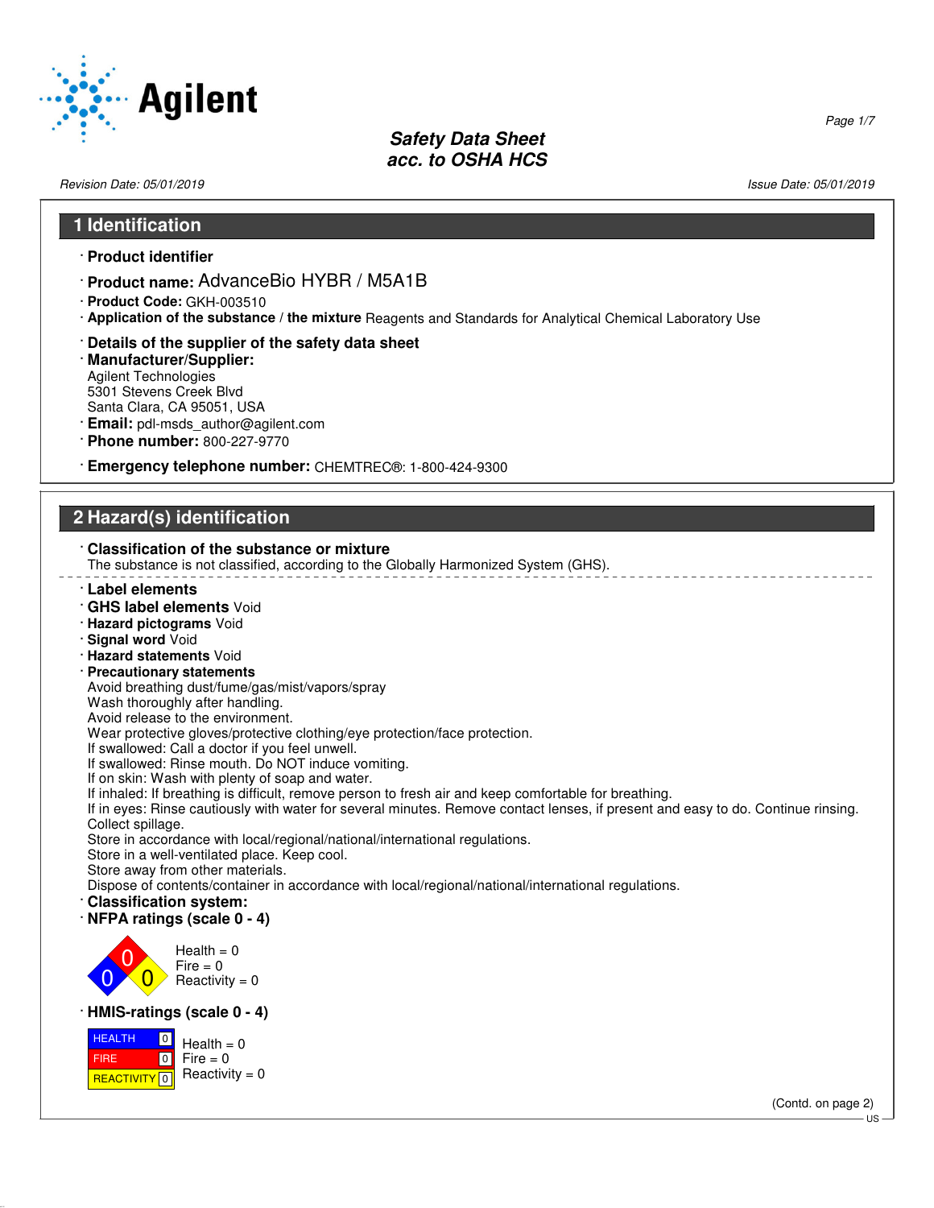# Safety Data Sheet
# acc. to OSHA HCS

Revision Date: 05/01/2019 Issue Date: 05/01/2019

## 1 Identification

- **Product identifier**
- **Product name:** AdvanceBio HYBR / M5A1B
- **Product Code:** GKH-003510
- **Application of the substance / the mixture** Reagents and Standards for Analytical Chemical Laboratory Use
- **Details of the supplier of the safety data sheet**
- **Manufacturer/Supplier:**
  Agilent Technologies
  5301 Stevens Creek Blvd
  Santa Clara, CA 95051, USA
- **Email:** pdl-msds_author@agilent.com
- **Phone number:** 800-227-9770
- **Emergency telephone number:** CHEMTREC®: 1-800-424-9300

## 2 Hazard(s) identification

- **Classification of the substance or mixture**
  The substance is not classified, according to the Globally Harmonized System (GHS).

---

- **Label elements**
- **GHS label elements** Void
- **Hazard pictograms** Void
- **Signal word** Void
- **Hazard statements** Void
- **Precautionary statements**
  Avoid breathing dust/fume/gas/mist/vapors/spray
  Wash thoroughly after handling.
  Avoid release to the environment.
  Wear protective gloves/protective clothing/eye protection/face protection.
  If swallowed: Call a doctor if you feel unwell.
  If swallowed: Rinse mouth. Do NOT induce vomiting.
  If on skin: Wash with plenty of soap and water.
  If inhaled: If breathing is difficult, remove person to fresh air and keep comfortable for breathing.
  If in eyes: Rinse cautiously with water for several minutes. Remove contact lenses, if present and easy to do. Continue rinsing.
  Collect spillage.
  Store in accordance with local/regional/national/international regulations.
  Store in a well-ventilated place. Keep cool.
  Store away from other materials.
  Dispose of contents/container in accordance with local/regional/national/international regulations.
- **Classification system:**
- **NFPA ratings (scale 0 - 4)**

  Health = 0
  Fire = 0
  Reactivity = 0

- **HMIS-ratings (scale 0 - 4)**

| | |
|---|---|
| HEALTH | 0 |
| FIRE | 0 |
| REACTIVITY | 0 |

  Health = 0
  Fire = 0
  Reactivity = 0

(Contd. on page 2)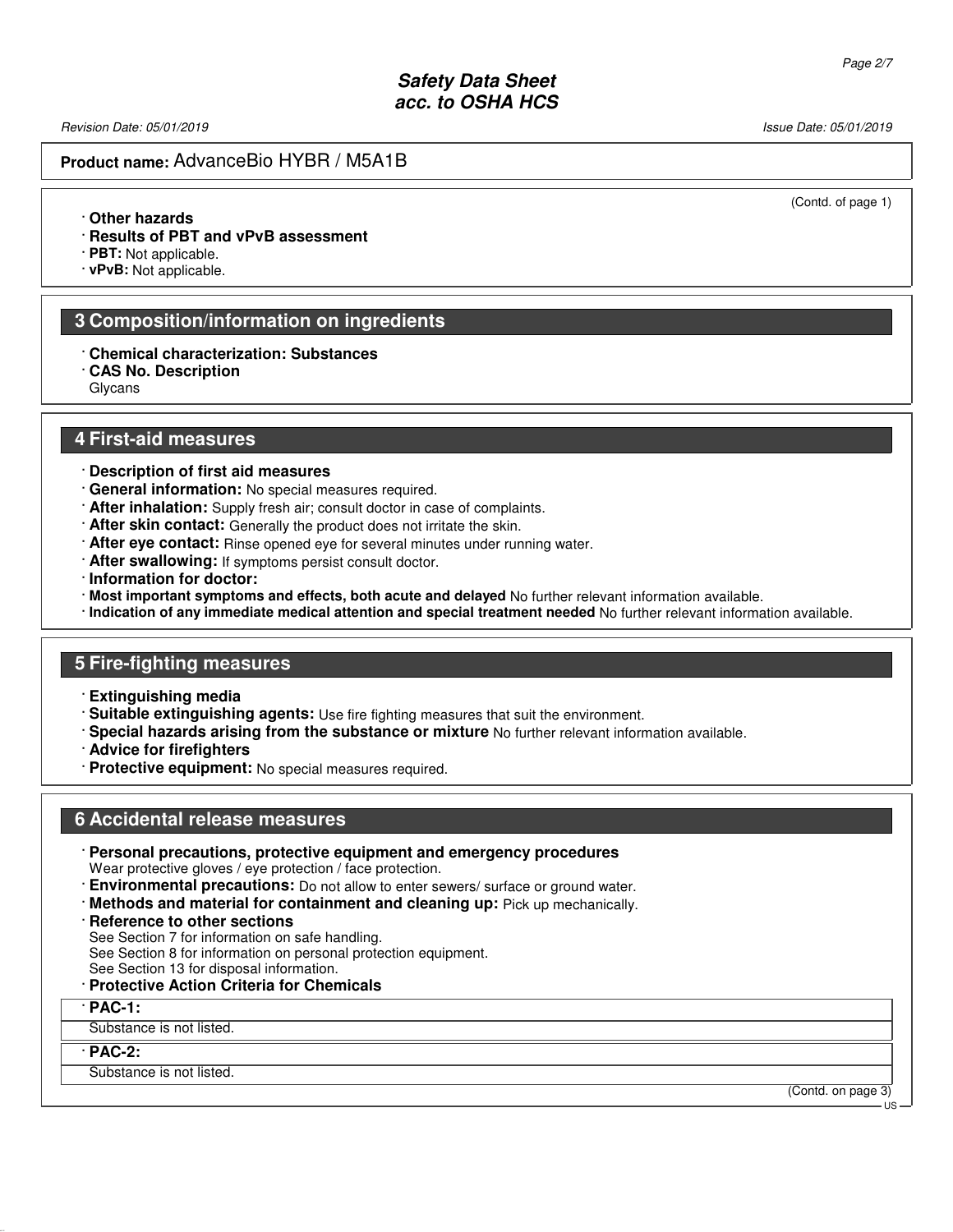Product name: AdvanceBio HYBR / M5A1B

(Contd. of page 1)

· **Other hazards**
· **Results of PBT and vPvB assessment**
· **PBT:** Not applicable.
· **vPvB:** Not applicable.

## 3 Composition/information on ingredients

· **Chemical characterization: Substances**
· **CAS No. Description**
Glycans

## 4 First-aid measures

· **Description of first aid measures**
· **General information:** No special measures required.
· **After inhalation:** Supply fresh air; consult doctor in case of complaints.
· **After skin contact:** Generally the product does not irritate the skin.
· **After eye contact:** Rinse opened eye for several minutes under running water.
· **After swallowing:** If symptoms persist consult doctor.
· **Information for doctor:**
· **Most important symptoms and effects, both acute and delayed** No further relevant information available.
· **Indication of any immediate medical attention and special treatment needed** No further relevant information available.

## 5 Fire-fighting measures

· **Extinguishing media**
· **Suitable extinguishing agents:** Use fire fighting measures that suit the environment.
· **Special hazards arising from the substance or mixture** No further relevant information available.
· **Advice for firefighters**
· **Protective equipment:** No special measures required.

## 6 Accidental release measures

· **Personal precautions, protective equipment and emergency procedures**
Wear protective gloves / eye protection / face protection.
· **Environmental precautions:** Do not allow to enter sewers/ surface or ground water.
· **Methods and material for containment and cleaning up:** Pick up mechanically.
· **Reference to other sections**
See Section 7 for information on safe handling.
See Section 8 for information on personal protection equipment.
See Section 13 for disposal information.
· **Protective Action Criteria for Chemicals**

| · **PAC-1:** |
|---|
| Substance is not listed. |

| · **PAC-2:** |
|---|
| Substance is not listed. |

(Contd. on page 3)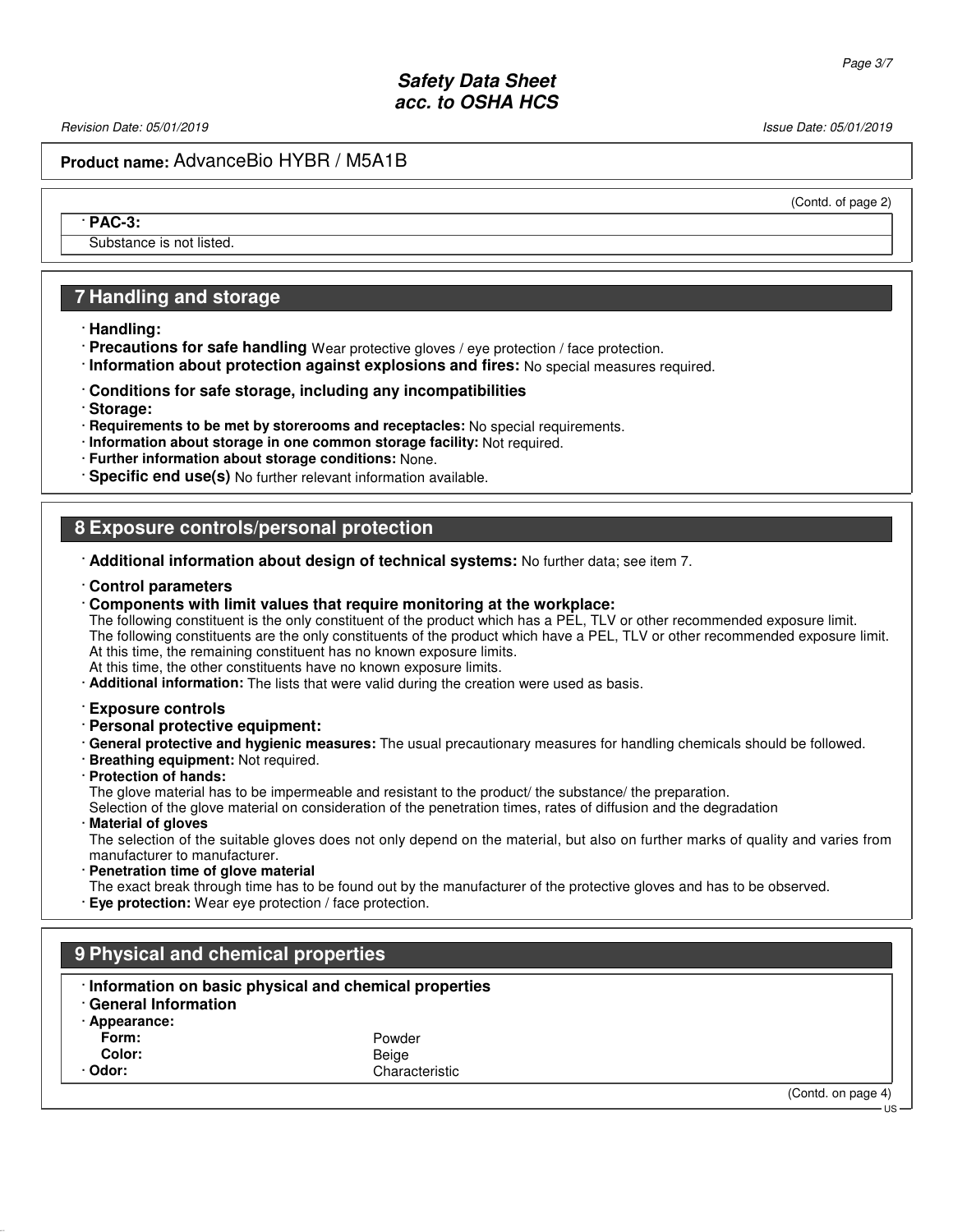(Contd. of page 2)

· **PAC-3:**

Substance is not listed.

## 7 Handling and storage

· **Handling:**
· **Precautions for safe handling** Wear protective gloves / eye protection / face protection.
· **Information about protection against explosions and fires:** No special measures required.

· **Conditions for safe storage, including any incompatibilities**
· **Storage:**
· **Requirements to be met by storerooms and receptacles:** No special requirements.
· **Information about storage in one common storage facility:** Not required.
· **Further information about storage conditions:** None.
· **Specific end use(s)** No further relevant information available.

## 8 Exposure controls/personal protection

· **Additional information about design of technical systems:** No further data; see item 7.

· **Control parameters**
· **Components with limit values that require monitoring at the workplace:**
The following constituent is the only constituent of the product which has a PEL, TLV or other recommended exposure limit.
The following constituents are the only constituents of the product which have a PEL, TLV or other recommended exposure limit.
At this time, the remaining constituent has no known exposure limits.
At this time, the other constituents have no known exposure limits.
· **Additional information:** The lists that were valid during the creation were used as basis.

· **Exposure controls**
· **Personal protective equipment:**
· **General protective and hygienic measures:** The usual precautionary measures for handling chemicals should be followed.
· **Breathing equipment:** Not required.
· **Protection of hands:**
The glove material has to be impermeable and resistant to the product/ the substance/ the preparation.
Selection of the glove material on consideration of the penetration times, rates of diffusion and the degradation
· **Material of gloves**
The selection of the suitable gloves does not only depend on the material, but also on further marks of quality and varies from manufacturer to manufacturer.
· **Penetration time of glove material**
The exact break through time has to be found out by the manufacturer of the protective gloves and has to be observed.
· **Eye protection:** Wear eye protection / face protection.

## 9 Physical and chemical properties

· **Information on basic physical and chemical properties**
· **General Information**
· **Appearance:**

| | |
|---|---|
| **Form:** | Powder |
| **Color:** | Beige |
| · **Odor:** | Characteristic |

(Contd. on page 4)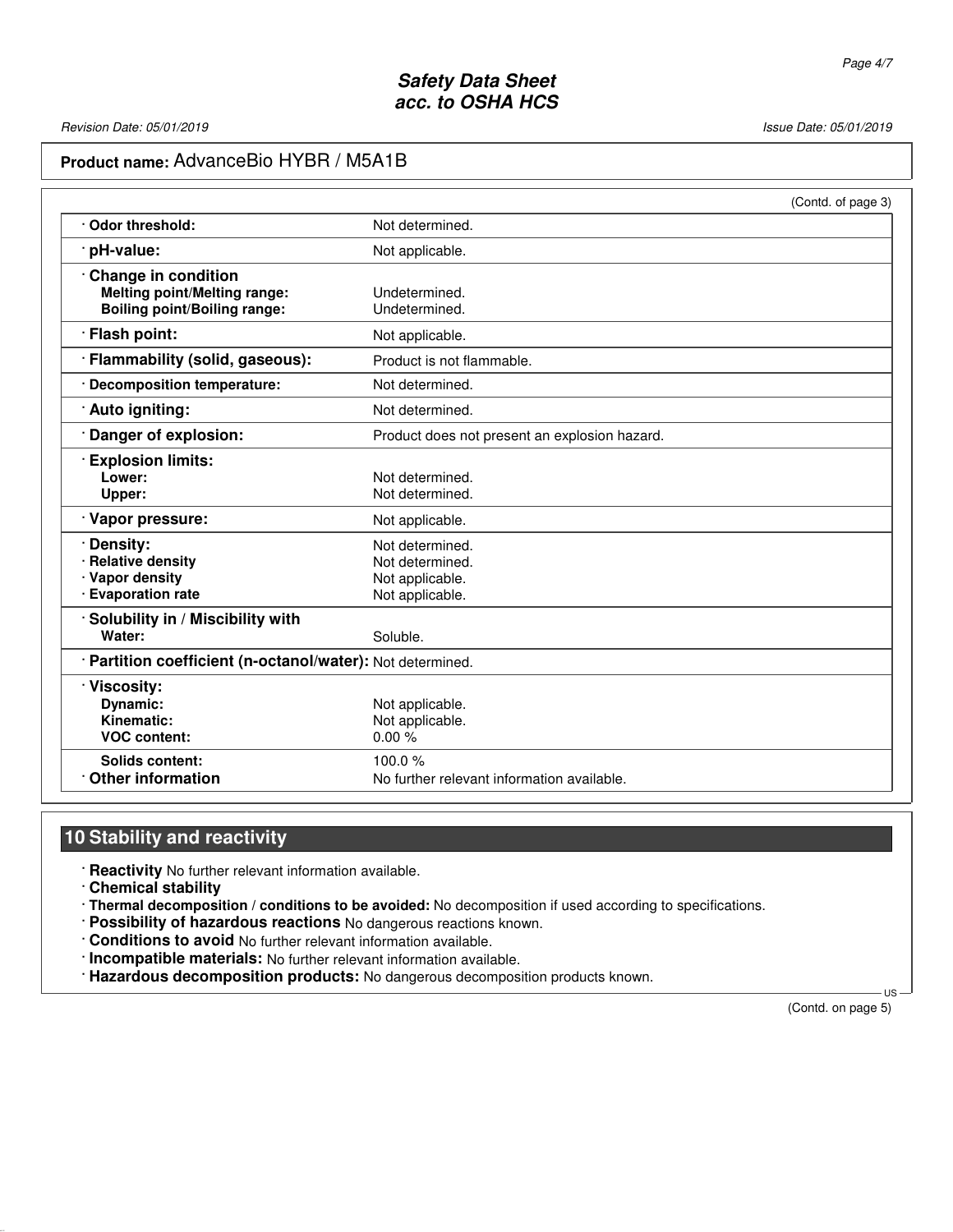**Product name:** AdvanceBio HYBR / M5A1B

(Contd. of page 3)

| | |
|---|---|
| · **Odor threshold:** | Not determined. |
| · **pH-value:** | Not applicable. |
| · **Change in condition** | |
| **Melting point/Melting range:** | Undetermined. |
| **Boiling point/Boiling range:** | Undetermined. |
| · **Flash point:** | Not applicable. |
| · **Flammability (solid, gaseous):** | Product is not flammable. |
| · **Decomposition temperature:** | Not determined. |
| · **Auto igniting:** | Not determined. |
| · **Danger of explosion:** | Product does not present an explosion hazard. |
| · **Explosion limits:** | |
| **Lower:** | Not determined. |
| **Upper:** | Not determined. |
| · **Vapor pressure:** | Not applicable. |
| · **Density:** | Not determined. |
| · **Relative density** | Not determined. |
| · **Vapor density** | Not applicable. |
| · **Evaporation rate** | Not applicable. |
| · **Solubility in / Miscibility with** | |
| **Water:** | Soluble. |
| · **Partition coefficient (n-octanol/water):** | Not determined. |
| · **Viscosity:** | |
| **Dynamic:** | Not applicable. |
| **Kinematic:** | Not applicable. |
| **VOC content:** | 0.00 % |
| **Solids content:** | 100.0 % |
| · **Other information** | No further relevant information available. |

## 10 Stability and reactivity

· **Reactivity** No further relevant information available.
· **Chemical stability**
· **Thermal decomposition / conditions to be avoided:** No decomposition if used according to specifications.
· **Possibility of hazardous reactions** No dangerous reactions known.
· **Conditions to avoid** No further relevant information available.
· **Incompatible materials:** No further relevant information available.
· **Hazardous decomposition products:** No dangerous decomposition products known.

(Contd. on page 5)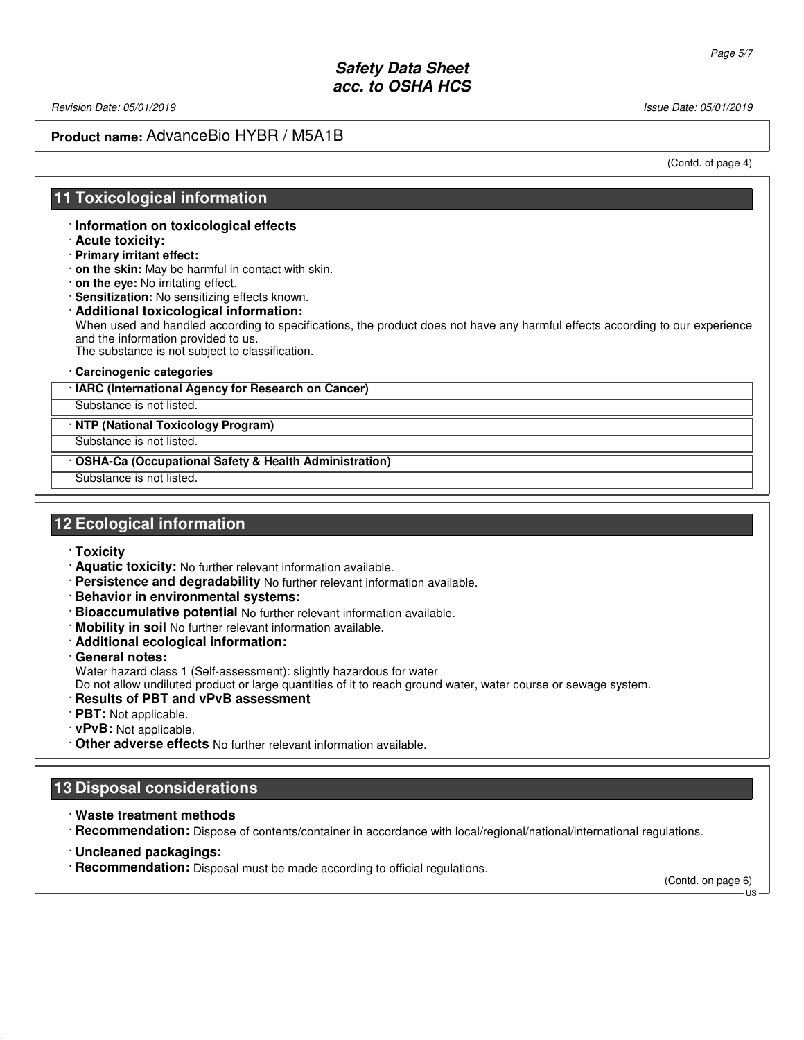**Product name:** AdvanceBio HYBR / M5A1B

(Contd. of page 4)

## 11 Toxicological information

- **Information on toxicological effects**
- **Acute toxicity:**
- **Primary irritant effect:**
- **on the skin:** May be harmful in contact with skin.
- **on the eye:** No irritating effect.
- **Sensitization:** No sensitizing effects known.
- **Additional toxicological information:**
  When used and handled according to specifications, the product does not have any harmful effects according to our experience and the information provided to us.
  The substance is not subject to classification.
- **Carcinogenic categories**

| · IARC (International Agency for Research on Cancer) |
|---|
| Substance is not listed. |

| · NTP (National Toxicology Program) |
|---|
| Substance is not listed. |

| · OSHA-Ca (Occupational Safety & Health Administration) |
|---|
| Substance is not listed. |

## 12 Ecological information

- **Toxicity**
- **Aquatic toxicity:** No further relevant information available.
- **Persistence and degradability** No further relevant information available.
- **Behavior in environmental systems:**
- **Bioaccumulative potential** No further relevant information available.
- **Mobility in soil** No further relevant information available.
- **Additional ecological information:**
- **General notes:**
  Water hazard class 1 (Self-assessment): slightly hazardous for water
  Do not allow undiluted product or large quantities of it to reach ground water, water course or sewage system.
- **Results of PBT and vPvB assessment**
- **PBT:** Not applicable.
- **vPvB:** Not applicable.
- **Other adverse effects** No further relevant information available.

## 13 Disposal considerations

- **Waste treatment methods**
- **Recommendation:** Dispose of contents/container in accordance with local/regional/national/international regulations.
- **Uncleaned packagings:**
- **Recommendation:** Disposal must be made according to official regulations.

(Contd. on page 6)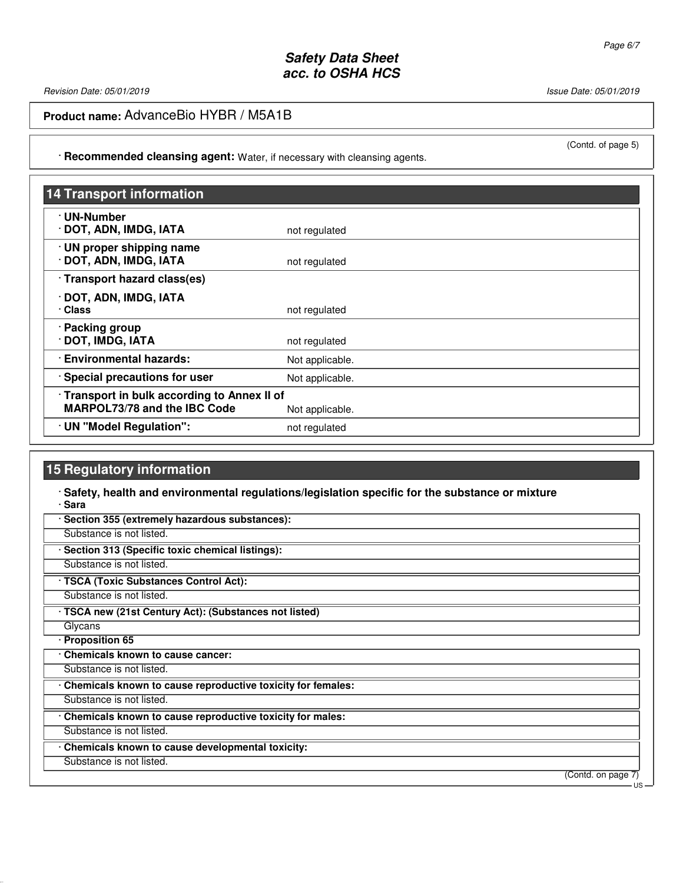(Contd. of page 5)

· **Recommended cleansing agent:** Water, if necessary with cleansing agents.

## 14 Transport information

| | |
|---|---|
| **· UN-Number**<br>**· DOT, ADN, IMDG, IATA** | not regulated |
| **· UN proper shipping name**<br>**· DOT, ADN, IMDG, IATA** | not regulated |
| **· Transport hazard class(es)**<br>**· DOT, ADN, IMDG, IATA**<br>**· Class** | not regulated |
| **· Packing group**<br>**· DOT, IMDG, IATA** | not regulated |
| **· Environmental hazards:** | Not applicable. |
| **· Special precautions for user** | Not applicable. |
| **· Transport in bulk according to Annex II of MARPOL73/78 and the IBC Code** | Not applicable. |
| **· UN "Model Regulation":** | not regulated |

## 15 Regulatory information

· **Safety, health and environmental regulations/legislation specific for the substance or mixture**

· **Sara**

**· Section 355 (extremely hazardous substances):**

Substance is not listed.

**· Section 313 (Specific toxic chemical listings):**

Substance is not listed.

**· TSCA (Toxic Substances Control Act):**

Substance is not listed.

**· TSCA new (21st Century Act): (Substances not listed)**

Glycans

**· Proposition 65**

**· Chemicals known to cause cancer:**

Substance is not listed.

**· Chemicals known to cause reproductive toxicity for females:**

Substance is not listed.

**· Chemicals known to cause reproductive toxicity for males:**

Substance is not listed.

**· Chemicals known to cause developmental toxicity:**

Substance is not listed.

(Contd. on page 7)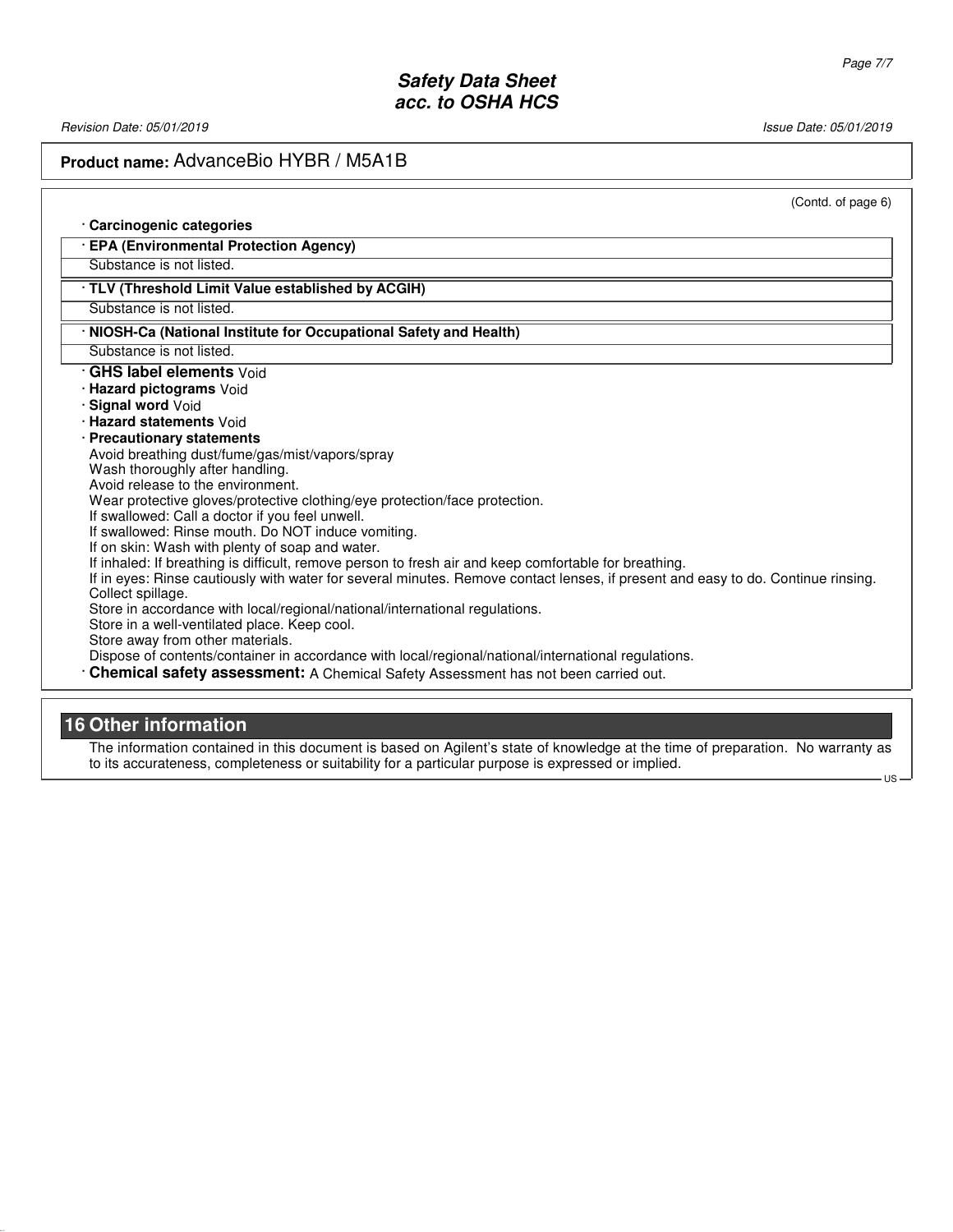**Product name:** AdvanceBio HYBR / M5A1B

(Contd. of page 6)

· **Carcinogenic categories**

· **EPA (Environmental Protection Agency)**

Substance is not listed.

· **TLV (Threshold Limit Value established by ACGIH)**

Substance is not listed.

· **NIOSH-Ca (National Institute for Occupational Safety and Health)**

Substance is not listed.

· **GHS label elements** Void
· **Hazard pictograms** Void
· **Signal word** Void
· **Hazard statements** Void
· **Precautionary statements**
Avoid breathing dust/fume/gas/mist/vapors/spray
Wash thoroughly after handling.
Avoid release to the environment.
Wear protective gloves/protective clothing/eye protection/face protection.
If swallowed: Call a doctor if you feel unwell.
If swallowed: Rinse mouth. Do NOT induce vomiting.
If on skin: Wash with plenty of soap and water.
If inhaled: If breathing is difficult, remove person to fresh air and keep comfortable for breathing.
If in eyes: Rinse cautiously with water for several minutes. Remove contact lenses, if present and easy to do. Continue rinsing.
Collect spillage.
Store in accordance with local/regional/national/international regulations.
Store in a well-ventilated place. Keep cool.
Store away from other materials.
Dispose of contents/container in accordance with local/regional/national/international regulations.
· **Chemical safety assessment:** A Chemical Safety Assessment has not been carried out.

## 16 Other information

The information contained in this document is based on Agilent's state of knowledge at the time of preparation. No warranty as to its accurateness, completeness or suitability for a particular purpose is expressed or implied.